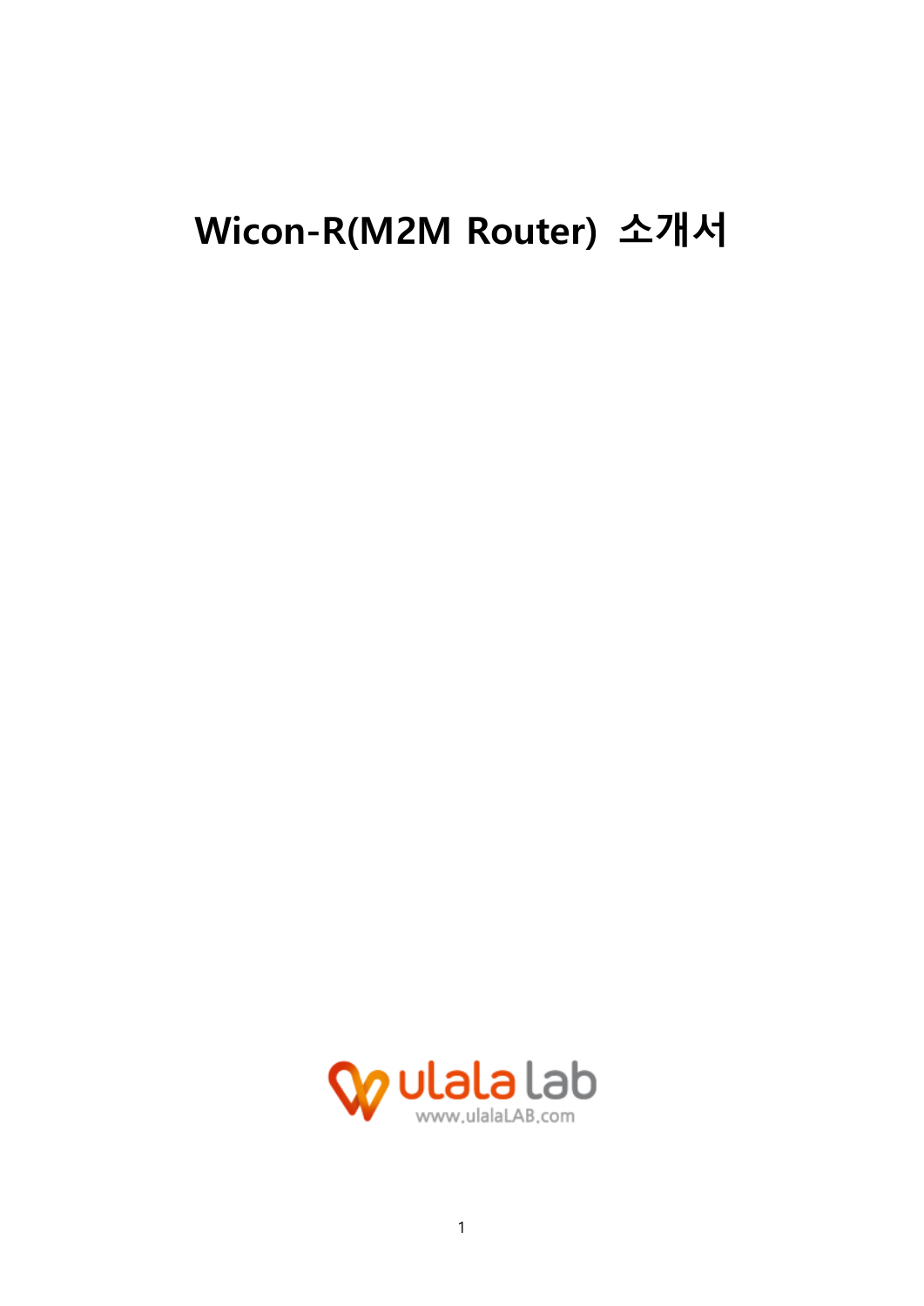# Wicon-R(M2M Router) 소개서

ulala lab
www.ulalaLAB.com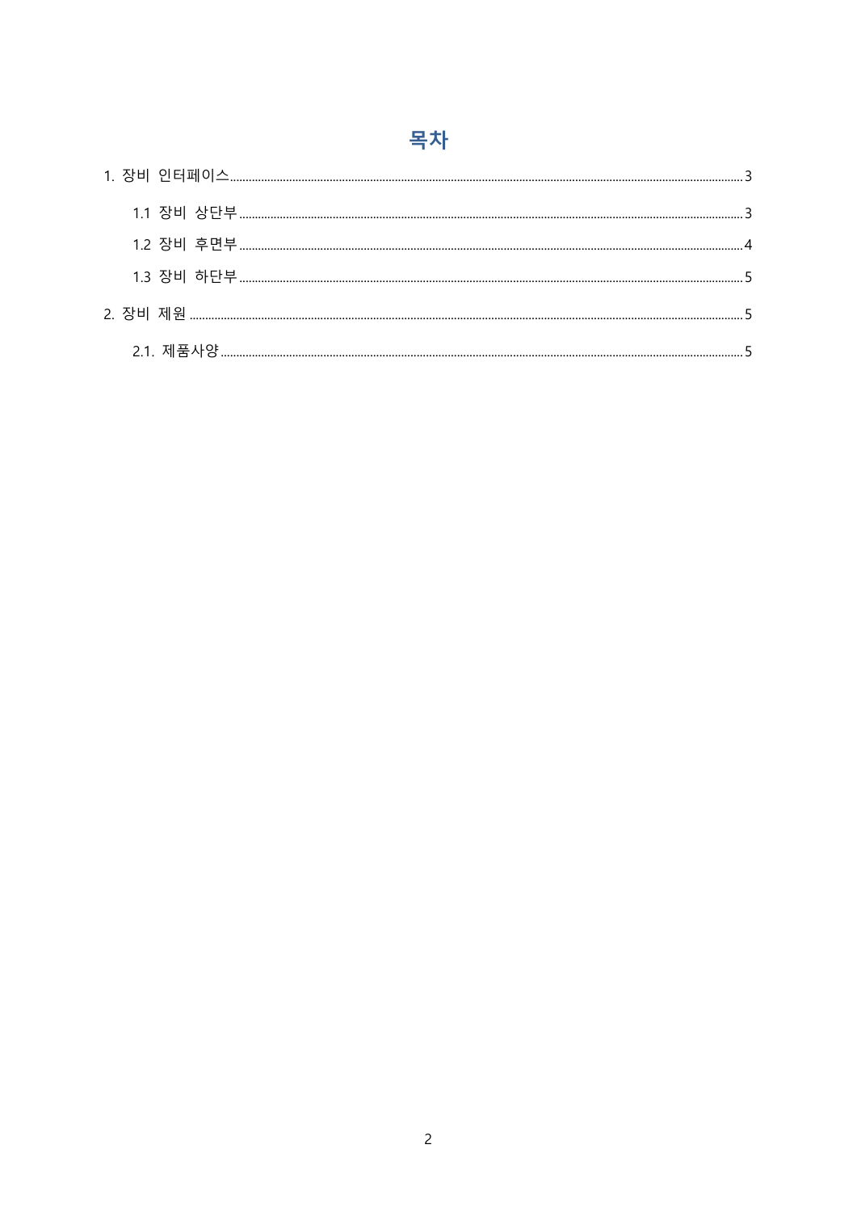# 목차

1. 장비 인터페이스 ........ 3
   - 1.1 장비 상단부 ........ 3
   - 1.2 장비 후면부 ........ 4
   - 1.3 장비 하단부 ........ 5
2. 장비 제원 ........ 5
   - 2.1. 제품사양 ........ 5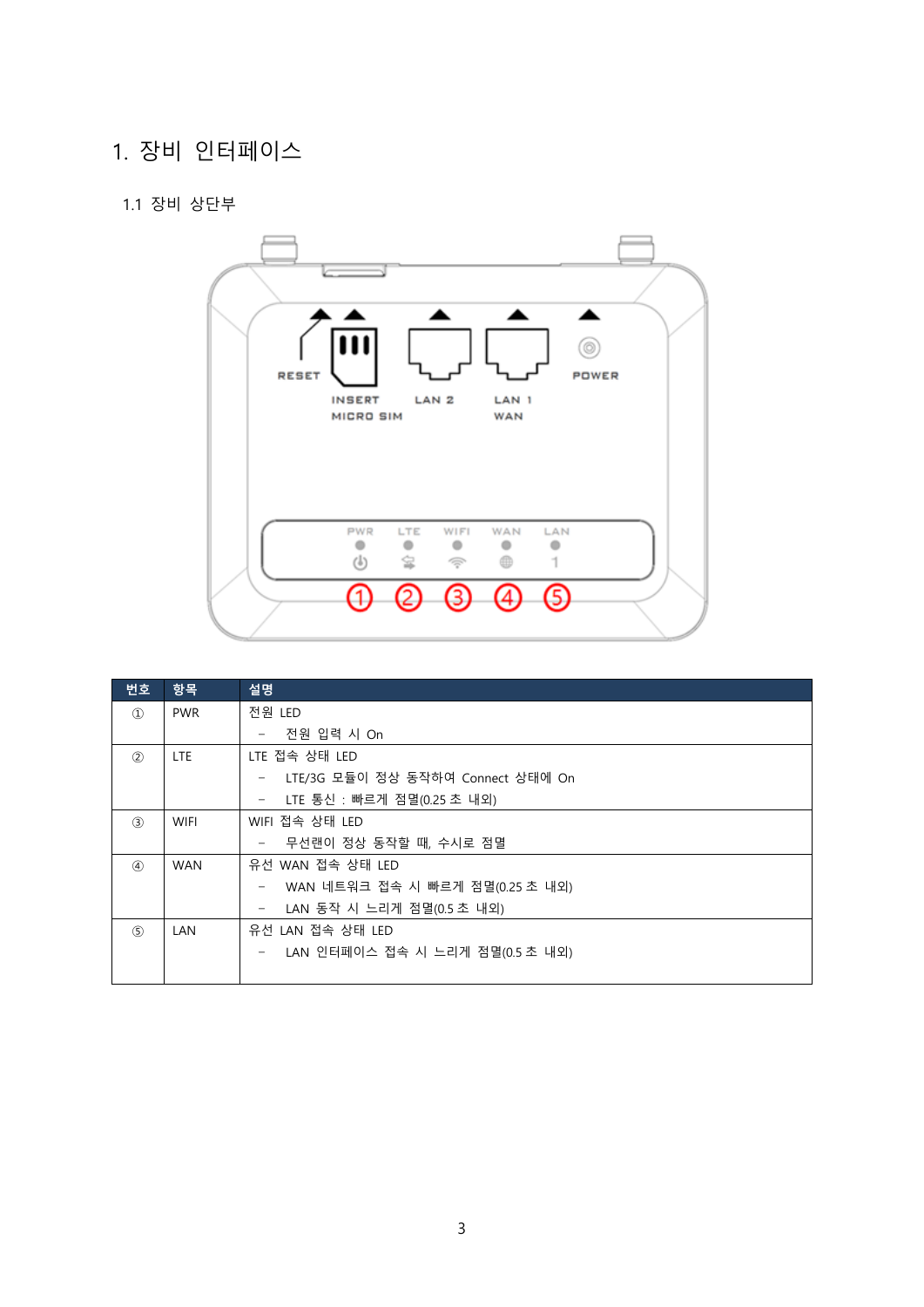# 1. 장비 인터페이스

## 1.1 장비 상단부

| 번호 | 항목 | 설명 |
|---|---|---|
| ① | PWR | 전원 LED<br>– 전원 입력 시 On |
| ② | LTE | LTE 접속 상태 LED<br>– LTE/3G 모듈이 정상 동작하여 Connect 상태에 On<br>– LTE 통신 : 빠르게 점멸(0.25 초 내외) |
| ③ | WIFI | WIFI 접속 상태 LED<br>– 무선랜이 정상 동작할 때, 수시로 점멸 |
| ④ | WAN | 유선 WAN 접속 상태 LED<br>– WAN 네트워크 접속 시 빠르게 점멸(0.25 초 내외)<br>– LAN 동작 시 느리게 점멸(0.5 초 내외) |
| ⑤ | LAN | 유선 LAN 접속 상태 LED<br>– LAN 인터페이스 접속 시 느리게 점멸(0.5 초 내외) |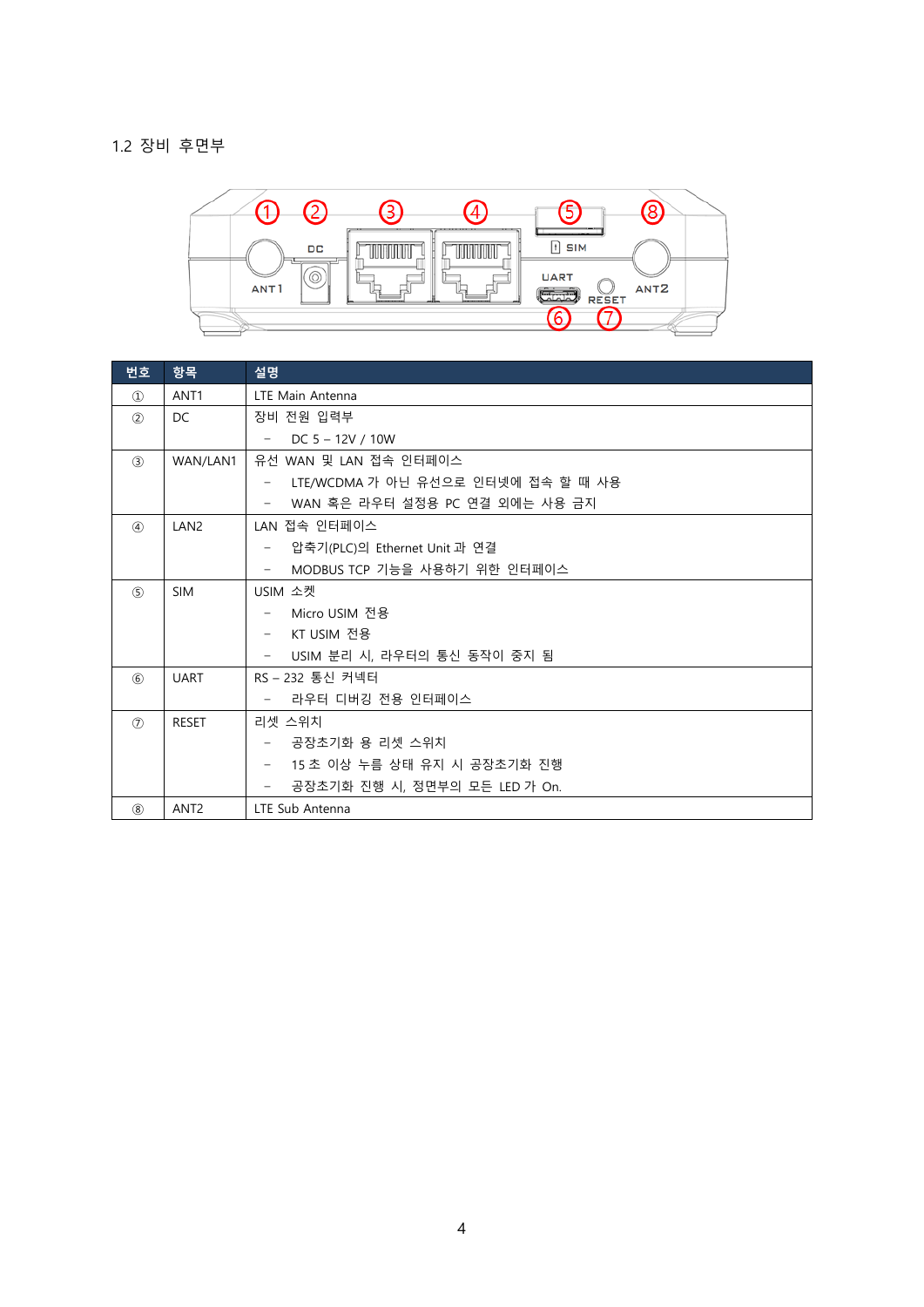## 1.2 장비 후면부

| 번호 | 항목 | 설명 |
|---|---|---|
| ① | ANT1 | LTE Main Antenna |
| ② | DC | 장비 전원 입력부<br>－ DC 5 – 12V / 10W |
| ③ | WAN/LAN1 | 유선 WAN 및 LAN 접속 인터페이스<br>－ LTE/WCDMA 가 아닌 유선으로 인터넷에 접속 할 때 사용<br>－ WAN 혹은 라우터 설정용 PC 연결 외에는 사용 금지 |
| ④ | LAN2 | LAN 접속 인터페이스<br>－ 압축기(PLC)의 Ethernet Unit 과 연결<br>－ MODBUS TCP 기능을 사용하기 위한 인터페이스 |
| ⑤ | SIM | USIM 소켓<br>－ Micro USIM 전용<br>－ KT USIM 전용<br>－ USIM 분리 시, 라우터의 통신 동작이 중지 됨 |
| ⑥ | UART | RS – 232 통신 커넥터<br>－ 라우터 디버깅 전용 인터페이스 |
| ⑦ | RESET | 리셋 스위치<br>－ 공장초기화 용 리셋 스위치<br>－ 15 초 이상 누름 상태 유지 시 공장초기화 진행<br>－ 공장초기화 진행 시, 정면부의 모든 LED 가 On. |
| ⑧ | ANT2 | LTE Sub Antenna |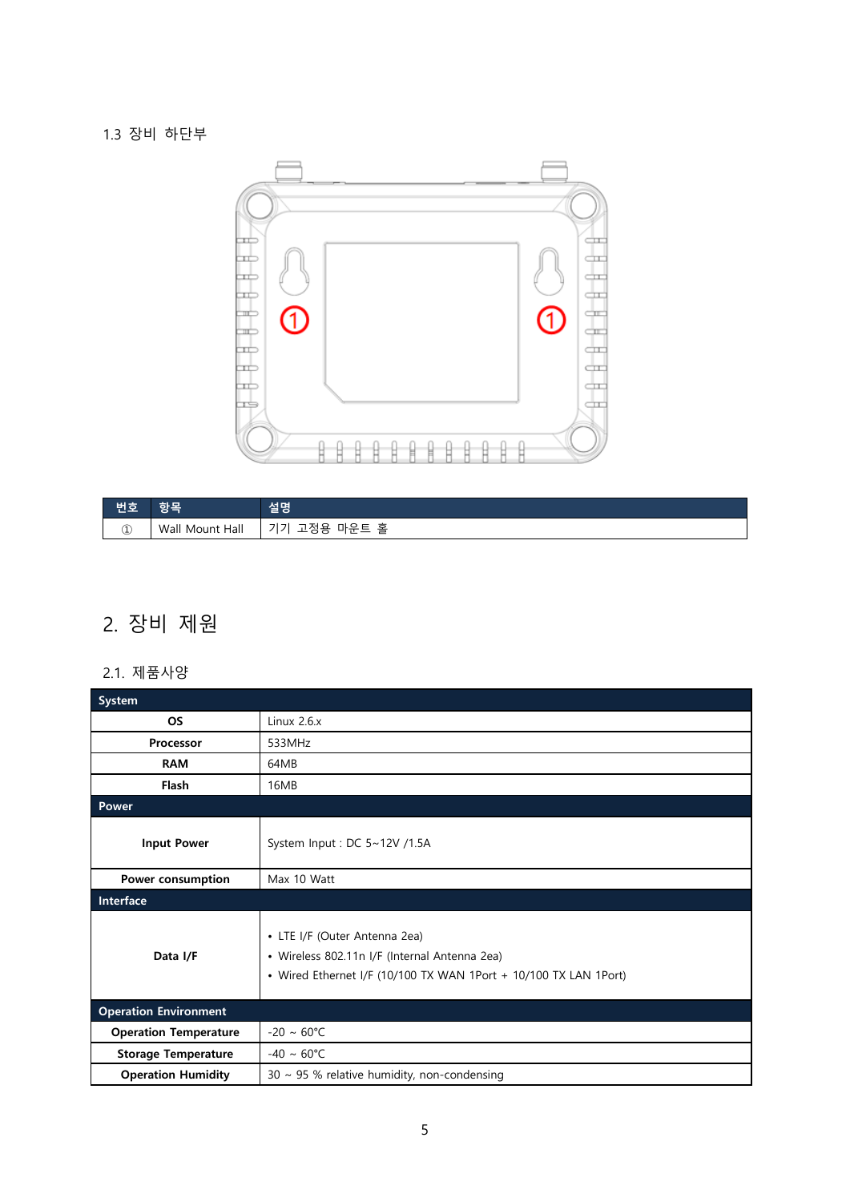1.3 장비 하단부

| 번호 | 항목 | 설명 |
| --- | --- | --- |
| ① | Wall Mount Hall | 기기 고정용 마운트 홀 |

# 2. 장비 제원

## 2.1. 제품사양

| System | |
| --- | --- |
| **OS** | Linux 2.6.x |
| **Processor** | 533MHz |
| **RAM** | 64MB |
| **Flash** | 16MB |
| **Power** | |
| **Input Power** | System Input : DC 5~12V /1.5A |
| **Power consumption** | Max 10 Watt |
| **Interface** | |
| **Data I/F** | • LTE I/F (Outer Antenna 2ea)<br>• Wireless 802.11n I/F (Internal Antenna 2ea)<br>• Wired Ethernet I/F (10/100 TX WAN 1Port + 10/100 TX LAN 1Port) |
| **Operation Environment** | |
| **Operation Temperature** | -20 ~ 60°C |
| **Storage Temperature** | -40 ~ 60°C |
| **Operation Humidity** | 30 ~ 95 % relative humidity, non-condensing |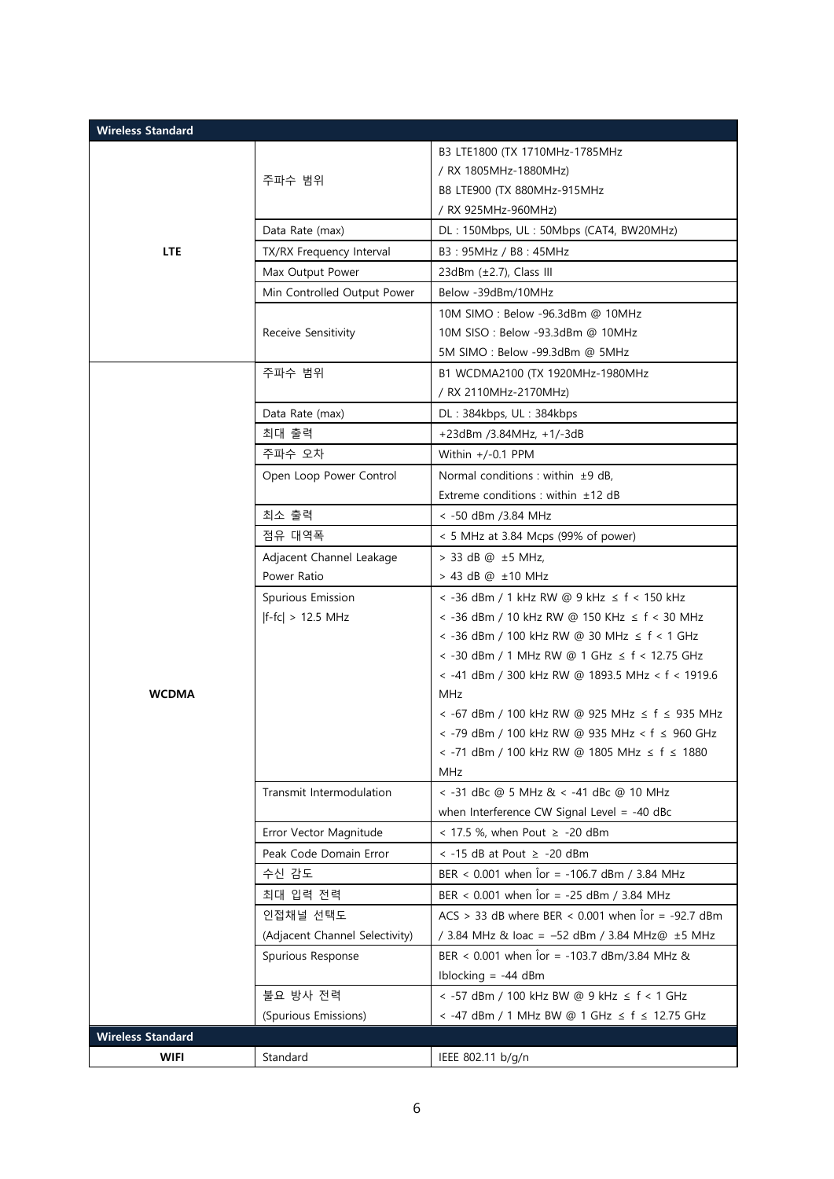| Wireless Standard | | |
|---|---|---|
| LTE | 주파수 범위 | B3 LTE1800 (TX 1710MHz-1785MHz / RX 1805MHz-1880MHz) B8 LTE900 (TX 880MHz-915MHz / RX 925MHz-960MHz) |
| | Data Rate (max) | DL : 150Mbps, UL : 50Mbps (CAT4, BW20MHz) |
| | TX/RX Frequency Interval | B3 : 95MHz / B8 : 45MHz |
| | Max Output Power | 23dBm (±2.7), Class III |
| | Min Controlled Output Power | Below -39dBm/10MHz |
| | Receive Sensitivity | 10M SIMO : Below -96.3dBm @ 10MHz<br>10M SISO : Below -93.3dBm @ 10MHz<br>5M SIMO : Below -99.3dBm @ 5MHz |
| WCDMA | 주파수 범위 | B1 WCDMA2100 (TX 1920MHz-1980MHz / RX 2110MHz-2170MHz) |
| | Data Rate (max) | DL : 384kbps, UL : 384kbps |
| | 최대 출력 | +23dBm /3.84MHz, +1/-3dB |
| | 주파수 오차 | Within +/-0.1 PPM |
| | Open Loop Power Control | Normal conditions : within ±9 dB,<br>Extreme conditions : within ±12 dB |
| | 최소 출력 | < -50 dBm /3.84 MHz |
| | 점유 대역폭 | < 5 MHz at 3.84 Mcps (99% of power) |
| | Adjacent Channel Leakage Power Ratio | > 33 dB @ ±5 MHz,<br>> 43 dB @ ±10 MHz |
| | Spurious Emission \|f-fc\| > 12.5 MHz | < -36 dBm / 1 kHz RW @ 9 kHz ≤ f < 150 kHz<br>< -36 dBm / 10 kHz RW @ 150 KHz ≤ f < 30 MHz<br>< -36 dBm / 100 kHz RW @ 30 MHz ≤ f < 1 GHz<br>< -30 dBm / 1 MHz RW @ 1 GHz ≤ f < 12.75 GHz<br>< -41 dBm / 300 kHz RW @ 1893.5 MHz < f < 1919.6 MHz<br>< -67 dBm / 100 kHz RW @ 925 MHz ≤ f ≤ 935 MHz<br>< -79 dBm / 100 kHz RW @ 935 MHz < f ≤ 960 GHz<br>< -71 dBm / 100 kHz RW @ 1805 MHz ≤ f ≤ 1880 MHz |
| | Transmit Intermodulation | < -31 dBc @ 5 MHz & < -41 dBc @ 10 MHz<br>when Interference CW Signal Level = -40 dBc |
| | Error Vector Magnitude | < 17.5 %, when Pout ≥ -20 dBm |
| | Peak Code Domain Error | < -15 dB at Pout ≥ -20 dBm |
| | 수신 감도 | BER < 0.001 when Îor = -106.7 dBm / 3.84 MHz |
| | 최대 입력 전력 | BER < 0.001 when Îor = -25 dBm / 3.84 MHz |
| | 인접채널 선택도 (Adjacent Channel Selectivity) | ACS > 33 dB where BER < 0.001 when Îor = -92.7 dBm / 3.84 MHz & Ioac = –52 dBm / 3.84 MHz@ ±5 MHz |
| | Spurious Response | BER < 0.001 when Îor = -103.7 dBm/3.84 MHz & Iblocking = -44 dBm |
| | 불요 방사 전력 (Spurious Emissions) | < -57 dBm / 100 kHz BW @ 9 kHz ≤ f < 1 GHz<br>< -47 dBm / 1 MHz BW @ 1 GHz ≤ f ≤ 12.75 GHz |
| **Wireless Standard** | | |
| WIFI | Standard | IEEE 802.11 b/g/n |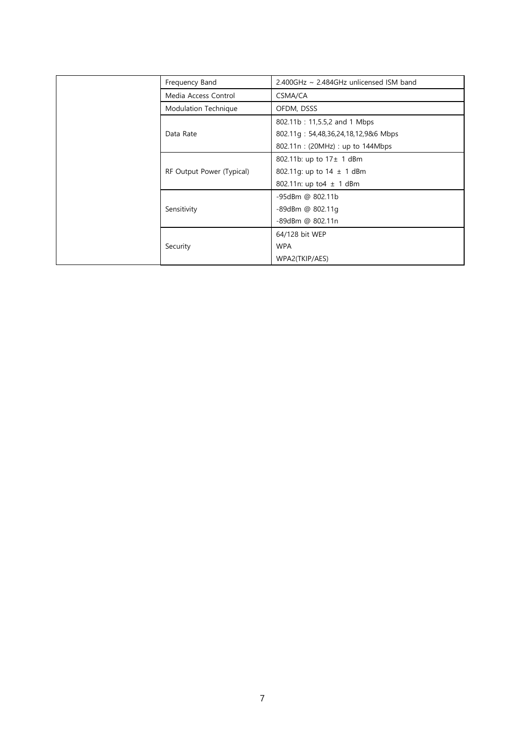| | | |
|---|---|---|
| | Frequency Band | 2.400GHz ~ 2.484GHz unlicensed ISM band |
| | Media Access Control | CSMA/CA |
| | Modulation Technique | OFDM, DSSS |
| | Data Rate | 802.11b : 11,5.5,2 and 1 Mbps<br>802.11g : 54,48,36,24,18,12,9&6 Mbps<br>802.11n : (20MHz) : up to 144Mbps |
| | RF Output Power (Typical) | 802.11b: up to 17± 1 dBm<br>802.11g: up to 14 ± 1 dBm<br>802.11n: up to4 ± 1 dBm |
| | Sensitivity | -95dBm @ 802.11b<br>-89dBm @ 802.11g<br>-89dBm @ 802.11n |
| | Security | 64/128 bit WEP<br>WPA<br>WPA2(TKIP/AES) |